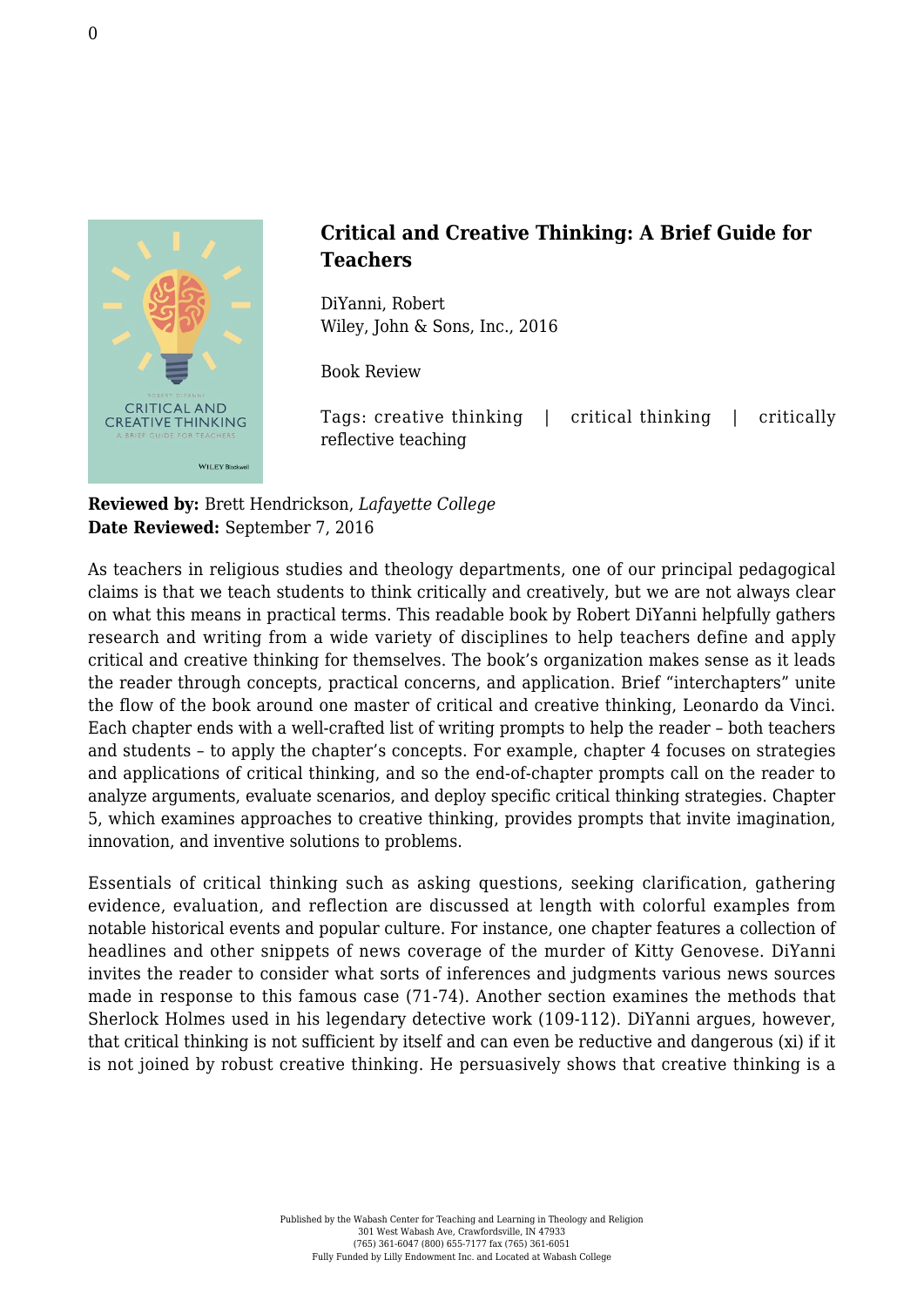## Critical and Creative Thinking: A Brief Guide for Teachers

DiYanni, Robert
Wiley, John & Sons, Inc., 2016

Book Review

Tags: creative thinking | critical thinking | critically reflective teaching

**Reviewed by:** Brett Hendrickson, *Lafayette College*
**Date Reviewed:** September 7, 2016

As teachers in religious studies and theology departments, one of our principal pedagogical claims is that we teach students to think critically and creatively, but we are not always clear on what this means in practical terms. This readable book by Robert DiYanni helpfully gathers research and writing from a wide variety of disciplines to help teachers define and apply critical and creative thinking for themselves. The book's organization makes sense as it leads the reader through concepts, practical concerns, and application. Brief "interchapters" unite the flow of the book around one master of critical and creative thinking, Leonardo da Vinci. Each chapter ends with a well-crafted list of writing prompts to help the reader – both teachers and students – to apply the chapter's concepts. For example, chapter 4 focuses on strategies and applications of critical thinking, and so the end-of-chapter prompts call on the reader to analyze arguments, evaluate scenarios, and deploy specific critical thinking strategies. Chapter 5, which examines approaches to creative thinking, provides prompts that invite imagination, innovation, and inventive solutions to problems.

Essentials of critical thinking such as asking questions, seeking clarification, gathering evidence, evaluation, and reflection are discussed at length with colorful examples from notable historical events and popular culture. For instance, one chapter features a collection of headlines and other snippets of news coverage of the murder of Kitty Genovese. DiYanni invites the reader to consider what sorts of inferences and judgments various news sources made in response to this famous case (71-74). Another section examines the methods that Sherlock Holmes used in his legendary detective work (109-112). DiYanni argues, however, that critical thinking is not sufficient by itself and can even be reductive and dangerous (xi) if it is not joined by robust creative thinking. He persuasively shows that creative thinking is a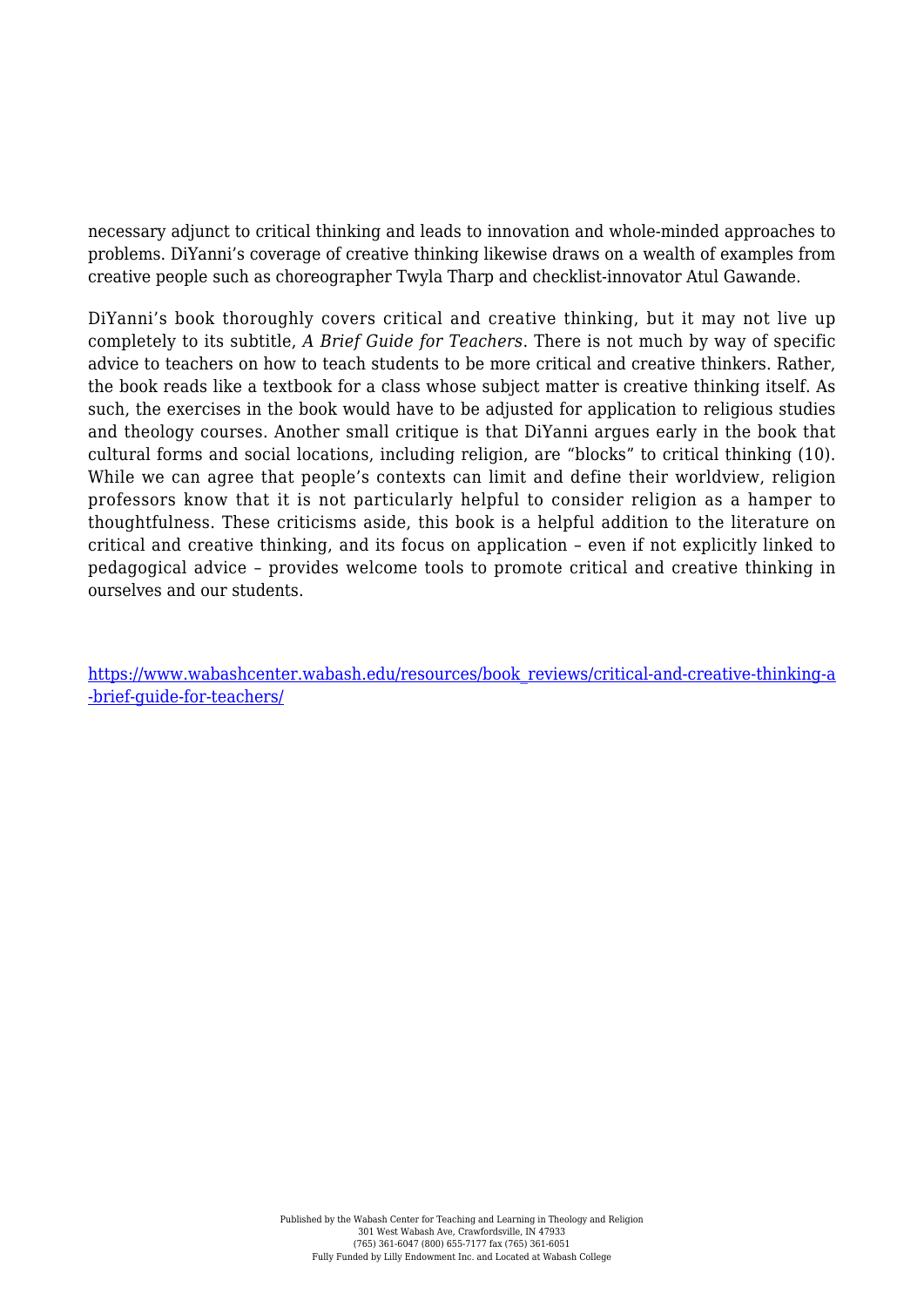necessary adjunct to critical thinking and leads to innovation and whole-minded approaches to problems. DiYanni's coverage of creative thinking likewise draws on a wealth of examples from creative people such as choreographer Twyla Tharp and checklist-innovator Atul Gawande.

DiYanni's book thoroughly covers critical and creative thinking, but it may not live up completely to its subtitle, *A Brief Guide for Teachers*. There is not much by way of specific advice to teachers on how to teach students to be more critical and creative thinkers. Rather, the book reads like a textbook for a class whose subject matter is creative thinking itself. As such, the exercises in the book would have to be adjusted for application to religious studies and theology courses. Another small critique is that DiYanni argues early in the book that cultural forms and social locations, including religion, are "blocks" to critical thinking (10). While we can agree that people's contexts can limit and define their worldview, religion professors know that it is not particularly helpful to consider religion as a hamper to thoughtfulness. These criticisms aside, this book is a helpful addition to the literature on critical and creative thinking, and its focus on application – even if not explicitly linked to pedagogical advice – provides welcome tools to promote critical and creative thinking in ourselves and our students.

https://www.wabashcenter.wabash.edu/resources/book_reviews/critical-and-creative-thinking-a-brief-guide-for-teachers/

Published by the Wabash Center for Teaching and Learning in Theology and Religion
301 West Wabash Ave, Crawfordsville, IN 47933
(765) 361-6047 (800) 655-7177 fax (765) 361-6051
Fully Funded by Lilly Endowment Inc. and Located at Wabash College